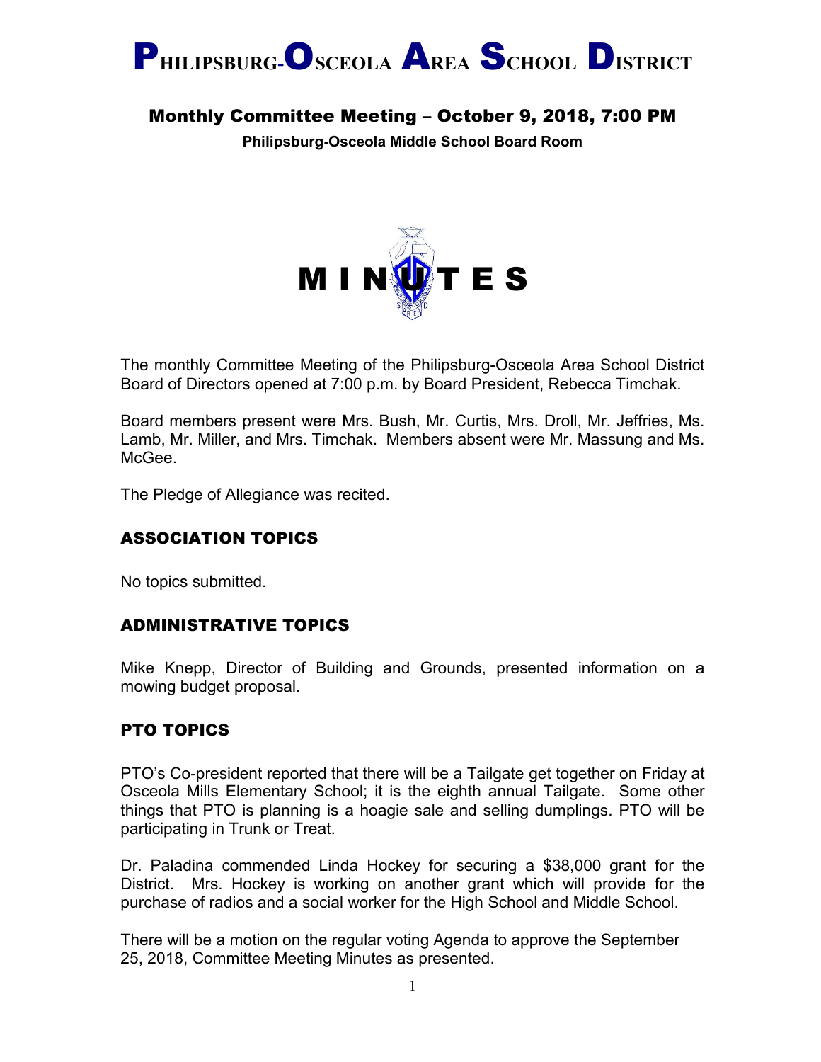# PHILIPSBURG-OSCEOLA AREA SCHOOL DISTRICT

## Monthly Committee Meeting – October 9, 2018, 7:00 PM

**Philipsburg-Osceola Middle School Board Room**

# MINUTES

The monthly Committee Meeting of the Philipsburg-Osceola Area School District Board of Directors opened at 7:00 p.m. by Board President, Rebecca Timchak.

Board members present were Mrs. Bush, Mr. Curtis, Mrs. Droll, Mr. Jeffries, Ms. Lamb, Mr. Miller, and Mrs. Timchak. Members absent were Mr. Massung and Ms. McGee.

The Pledge of Allegiance was recited.

## ASSOCIATION TOPICS

No topics submitted.

## ADMINISTRATIVE TOPICS

Mike Knepp, Director of Building and Grounds, presented information on a mowing budget proposal.

## PTO TOPICS

PTO's Co-president reported that there will be a Tailgate get together on Friday at Osceola Mills Elementary School; it is the eighth annual Tailgate. Some other things that PTO is planning is a hoagie sale and selling dumplings. PTO will be participating in Trunk or Treat.

Dr. Paladina commended Linda Hockey for securing a $38,000 grant for the District. Mrs. Hockey is working on another grant which will provide for the purchase of radios and a social worker for the High School and Middle School.

There will be a motion on the regular voting Agenda to approve the September 25, 2018, Committee Meeting Minutes as presented.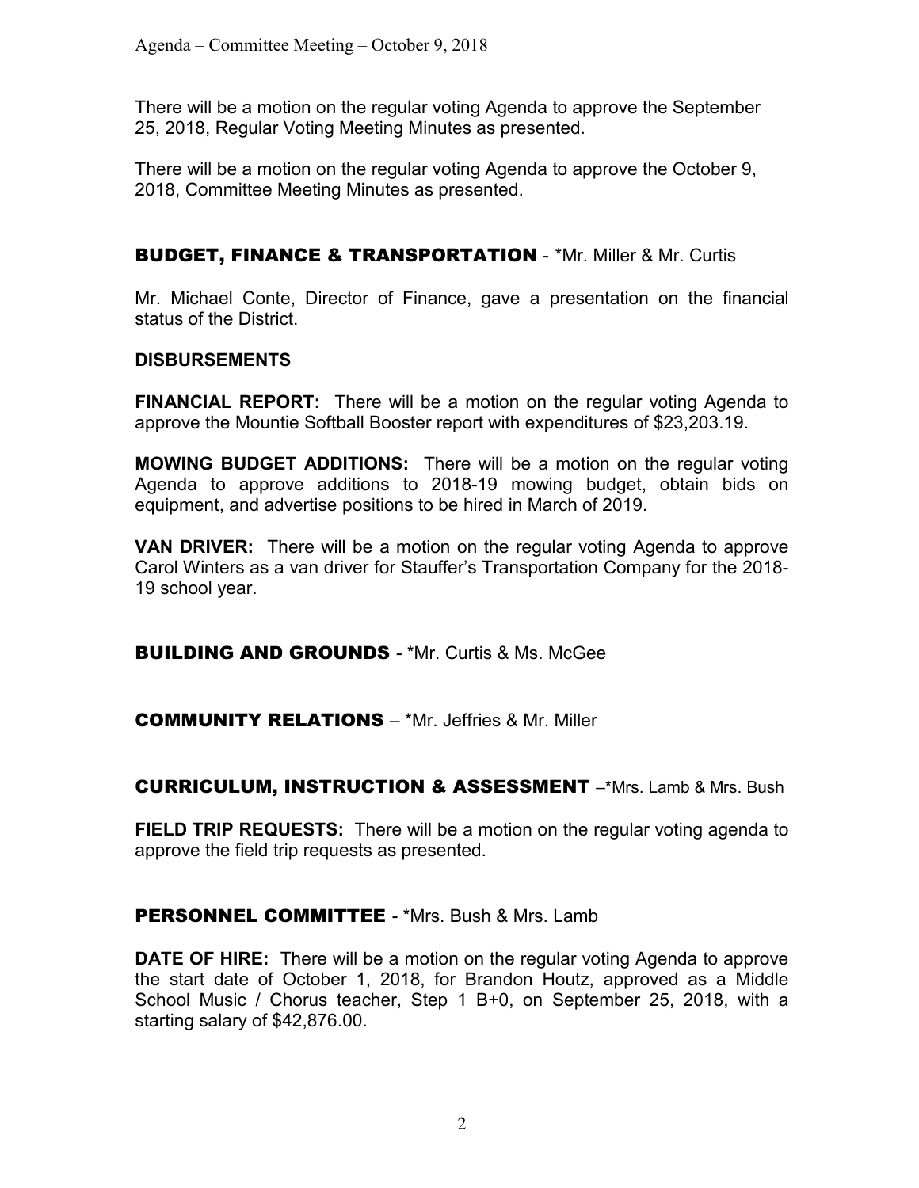There will be a motion on the regular voting Agenda to approve the September 25, 2018, Regular Voting Meeting Minutes as presented.

There will be a motion on the regular voting Agenda to approve the October 9, 2018, Committee Meeting Minutes as presented.

## BUDGET, FINANCE & TRANSPORTATION - *Mr. Miller & Mr. Curtis

Mr. Michael Conte, Director of Finance, gave a presentation on the financial status of the District.

**DISBURSEMENTS**

**FINANCIAL REPORT:** There will be a motion on the regular voting Agenda to approve the Mountie Softball Booster report with expenditures of $23,203.19.

**MOWING BUDGET ADDITIONS:** There will be a motion on the regular voting Agenda to approve additions to 2018-19 mowing budget, obtain bids on equipment, and advertise positions to be hired in March of 2019.

**VAN DRIVER:** There will be a motion on the regular voting Agenda to approve Carol Winters as a van driver for Stauffer's Transportation Company for the 2018-19 school year.

## BUILDING AND GROUNDS - *Mr. Curtis & Ms. McGee

## COMMUNITY RELATIONS – *Mr. Jeffries & Mr. Miller

## CURRICULUM, INSTRUCTION & ASSESSMENT –*Mrs. Lamb & Mrs. Bush

**FIELD TRIP REQUESTS:** There will be a motion on the regular voting agenda to approve the field trip requests as presented.

## PERSONNEL COMMITTEE - *Mrs. Bush & Mrs. Lamb

**DATE OF HIRE:** There will be a motion on the regular voting Agenda to approve the start date of October 1, 2018, for Brandon Houtz, approved as a Middle School Music / Chorus teacher, Step 1 B+0, on September 25, 2018, with a starting salary of $42,876.00.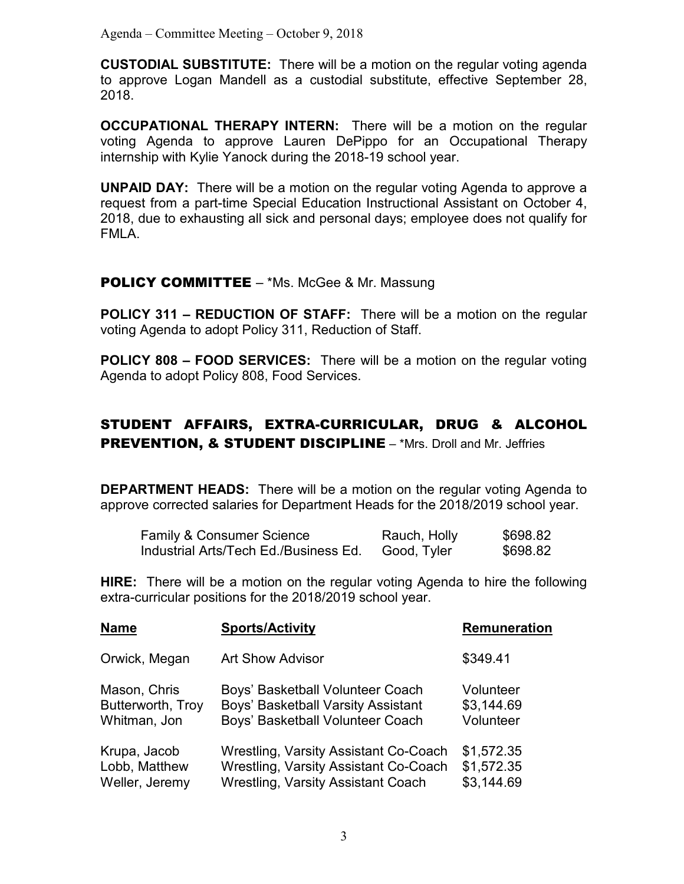**CUSTODIAL SUBSTITUTE:** There will be a motion on the regular voting agenda to approve Logan Mandell as a custodial substitute, effective September 28, 2018.

**OCCUPATIONAL THERAPY INTERN:** There will be a motion on the regular voting Agenda to approve Lauren DePippo for an Occupational Therapy internship with Kylie Yanock during the 2018-19 school year.

**UNPAID DAY:** There will be a motion on the regular voting Agenda to approve a request from a part-time Special Education Instructional Assistant on October 4, 2018, due to exhausting all sick and personal days; employee does not qualify for FMLA.

## POLICY COMMITTEE – *Ms. McGee & Mr. Massung

**POLICY 311 – REDUCTION OF STAFF:** There will be a motion on the regular voting Agenda to adopt Policy 311, Reduction of Staff.

**POLICY 808 – FOOD SERVICES:** There will be a motion on the regular voting Agenda to adopt Policy 808, Food Services.

## STUDENT AFFAIRS, EXTRA-CURRICULAR, DRUG & ALCOHOL PREVENTION, & STUDENT DISCIPLINE – *Mrs. Droll and Mr. Jeffries

**DEPARTMENT HEADS:** There will be a motion on the regular voting Agenda to approve corrected salaries for Department Heads for the 2018/2019 school year.

| | | |
|---|---|---|
| Family & Consumer Science | Rauch, Holly | $698.82 |
| Industrial Arts/Tech Ed./Business Ed. | Good, Tyler | $698.82 |

**HIRE:** There will be a motion on the regular voting Agenda to hire the following extra-curricular positions for the 2018/2019 school year.

| Name | Sports/Activity | Remuneration |
|---|---|---|
| Orwick, Megan | Art Show Advisor | $349.41 |
| Mason, Chris | Boys' Basketball Volunteer Coach | Volunteer |
| Butterworth, Troy | Boys' Basketball Varsity Assistant | $3,144.69 |
| Whitman, Jon | Boys' Basketball Volunteer Coach | Volunteer |
| Krupa, Jacob | Wrestling, Varsity Assistant Co-Coach | $1,572.35 |
| Lobb, Matthew | Wrestling, Varsity Assistant Co-Coach | $1,572.35 |
| Weller, Jeremy | Wrestling, Varsity Assistant Coach | $3,144.69 |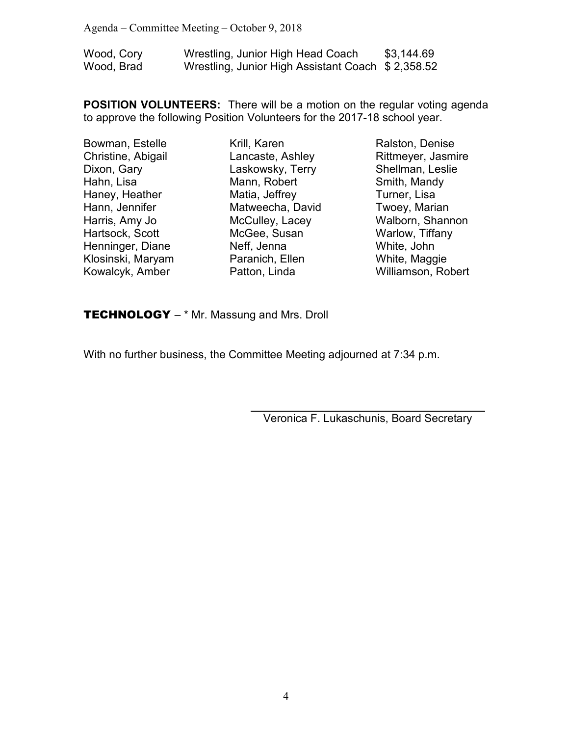| | | |
|---|---|---|
| Wood, Cory | Wrestling, Junior High Head Coach | $3,144.69 |
| Wood, Brad | Wrestling, Junior High Assistant Coach | $ 2,358.52 |

**POSITION VOLUNTEERS:** There will be a motion on the regular voting agenda to approve the following Position Volunteers for the 2017-18 school year.

| | | |
|---|---|---|
| Bowman, Estelle | Krill, Karen | Ralston, Denise |
| Christine, Abigail | Lancaste, Ashley | Rittmeyer, Jasmire |
| Dixon, Gary | Laskowsky, Terry | Shellman, Leslie |
| Hahn, Lisa | Mann, Robert | Smith, Mandy |
| Haney, Heather | Matia, Jeffrey | Turner, Lisa |
| Hann, Jennifer | Matweecha, David | Twoey, Marian |
| Harris, Amy Jo | McCulley, Lacey | Walborn, Shannon |
| Hartsock, Scott | McGee, Susan | Warlow, Tiffany |
| Henninger, Diane | Neff, Jenna | White, John |
| Klosinski, Maryam | Paranich, Ellen | White, Maggie |
| Kowalcyk, Amber | Patton, Linda | Williamson, Robert |

**TECHNOLOGY** – * Mr. Massung and Mrs. Droll

With no further business, the Committee Meeting adjourned at 7:34 p.m.

Veronica F. Lukaschunis, Board Secretary